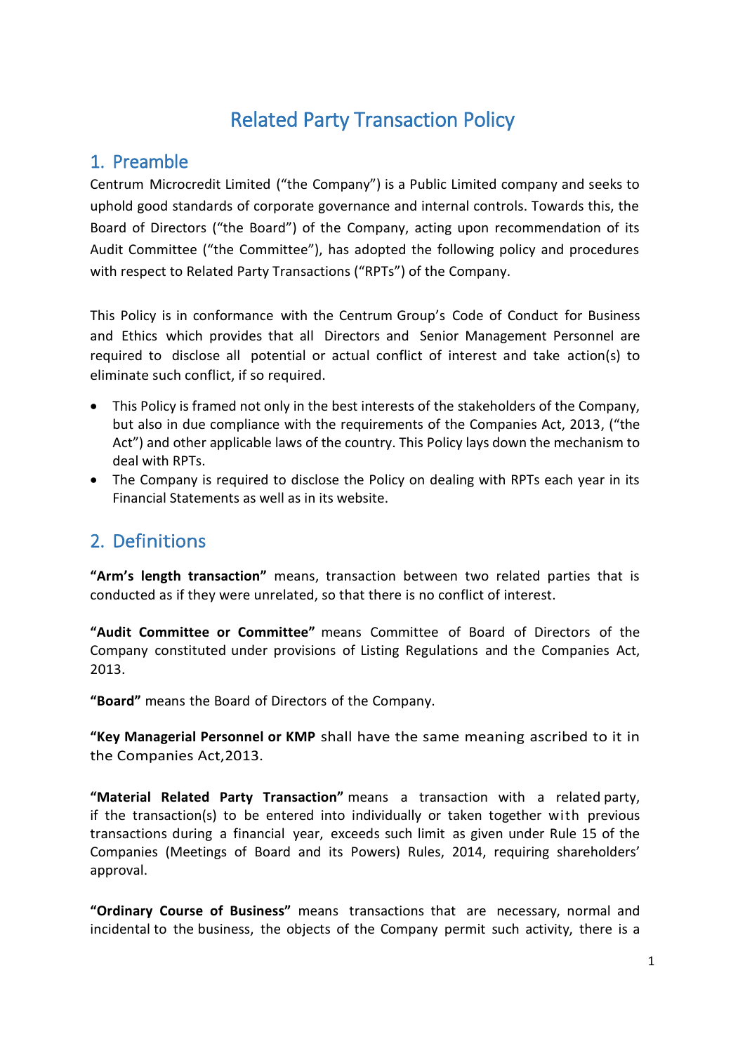# Related Party Transaction Policy

## 1. Preamble

Centrum Microcredit Limited ("the Company") is a Public Limited company and seeks to uphold good standards of corporate governance and internal controls. Towards this, the Board of Directors ("the Board") of the Company, acting upon recommendation of its Audit Committee ("the Committee"), has adopted the following policy and procedures with respect to Related Party Transactions ("RPTs") of the Company.

This Policy is in conformance with the Centrum Group's Code of Conduct for Business and Ethics which provides that all Directors and Senior Management Personnel are required to disclose all potential or actual conflict of interest and take action(s) to eliminate such conflict, if so required.

- This Policy is framed not only in the best interests of the stakeholders of the Company, but also in due compliance with the requirements of the Companies Act, 2013, ("the Act") and other applicable laws of the country. This Policy lays down the mechanism to deal with RPTs.
- The Company is required to disclose the Policy on dealing with RPTs each year in its Financial Statements as well as in its website.

## 2. Definitions

**"Arm's length transaction"** means, transaction between two related parties that is conducted as if they were unrelated, so that there is no conflict of interest.

**"Audit Committee or Committee"** means Committee of Board of Directors of the Company constituted under provisions of Listing Regulations and the Companies Act, 2013.

**"Board"** means the Board of Directors of the Company.

**"Key Managerial Personnel or KMP** shall have the same meaning ascribed to it in the Companies Act,2013.

**"Material Related Party Transaction"** means a transaction with a related party, if the transaction(s) to be entered into individually or taken together with previous transactions during a financial year, exceeds such limit as given under Rule 15 of the Companies (Meetings of Board and its Powers) Rules, 2014, requiring shareholders' approval.

**"Ordinary Course of Business"** means transactions that are necessary, normal and incidental to the business, the objects of the Company permit such activity, there is a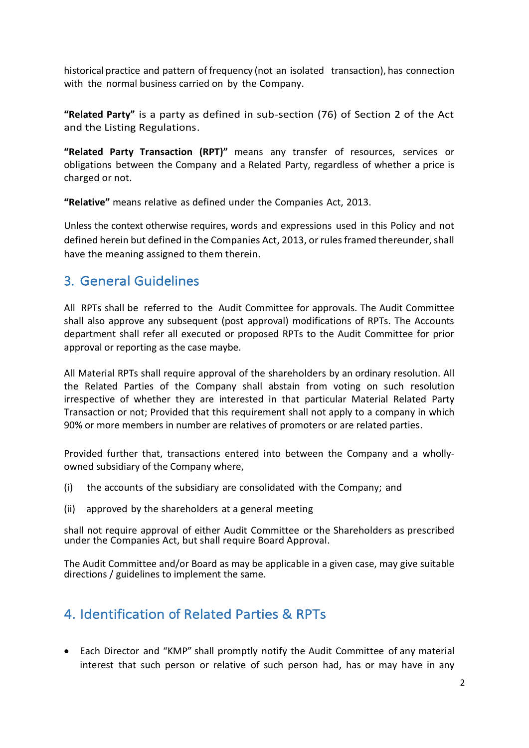historical practice and pattern of frequency (not an isolated transaction), has connection with the normal business carried on by the Company.

**"Related Party"** is a party as defined in sub-section (76) of Section 2 of the Act and the Listing Regulations.

**"Related Party Transaction (RPT)"** means any transfer of resources, services or obligations between the Company and a Related Party, regardless of whether a price is charged or not.

**"Relative"** means relative as defined under the Companies Act, 2013.

Unless the context otherwise requires, words and expressions used in this Policy and not defined herein but defined in the Companies Act, 2013, or rules framed thereunder, shall have the meaning assigned to them therein.

## 3. General Guidelines

All RPTs shall be referred to the Audit Committee for approvals. The Audit Committee shall also approve any subsequent (post approval) modifications of RPTs. The Accounts department shall refer all executed or proposed RPTs to the Audit Committee for prior approval or reporting as the case maybe.

All Material RPTs shall require approval of the shareholders by an ordinary resolution. All the Related Parties of the Company shall abstain from voting on such resolution irrespective of whether they are interested in that particular Material Related Party Transaction or not; Provided that this requirement shall not apply to a company in which 90% or more members in number are relatives of promoters or are related parties.

Provided further that, transactions entered into between the Company and a wholly-owned subsidiary of the Company where,

(i) the accounts of the subsidiary are consolidated with the Company; and

(ii) approved by the shareholders at a general meeting

shall not require approval of either Audit Committee or the Shareholders as prescribed under the Companies Act, but shall require Board Approval.

The Audit Committee and/or Board as may be applicable in a given case, may give suitable directions / guidelines to implement the same.

## 4. Identification of Related Parties & RPTs

- Each Director and "KMP" shall promptly notify the Audit Committee of any material interest that such person or relative of such person had, has or may have in any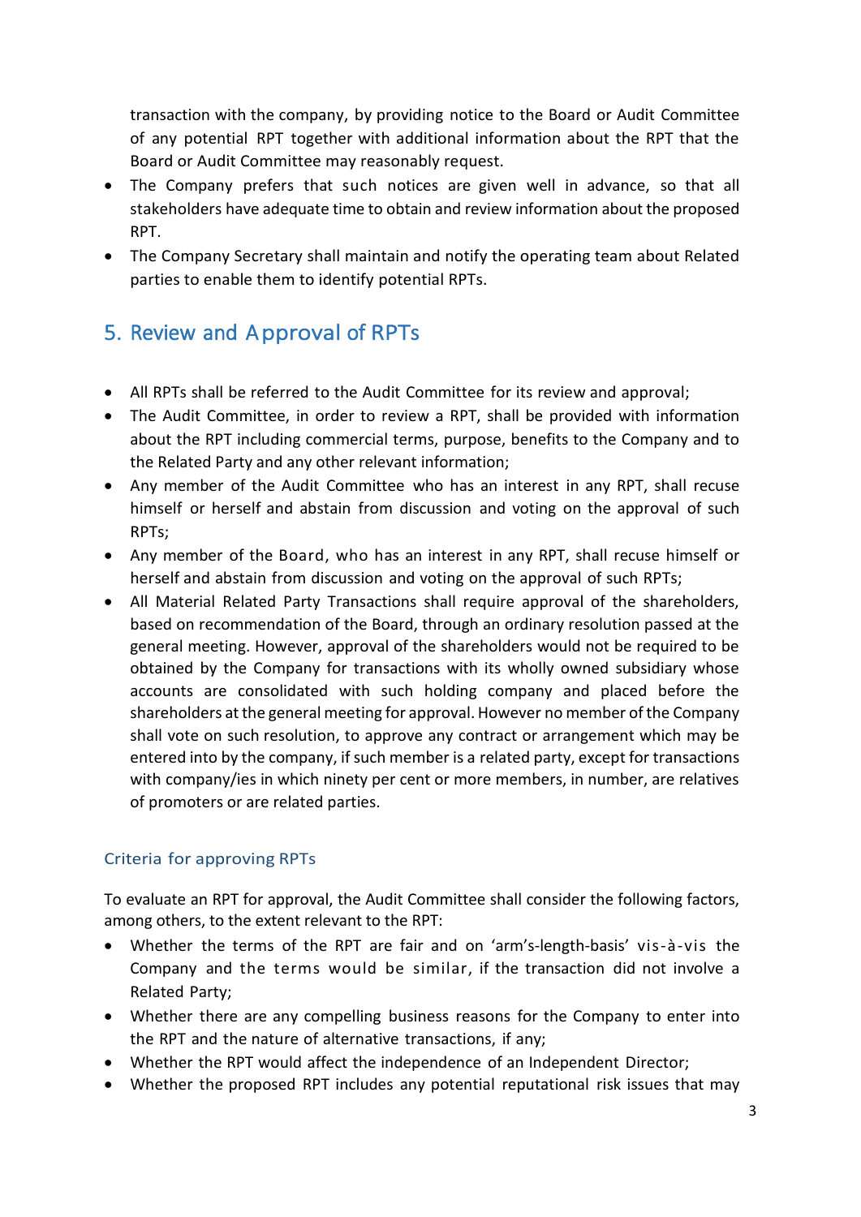transaction with the company, by providing notice to the Board or Audit Committee of any potential RPT together with additional information about the RPT that the Board or Audit Committee may reasonably request.

- The Company prefers that such notices are given well in advance, so that all stakeholders have adequate time to obtain and review information about the proposed RPT.
- The Company Secretary shall maintain and notify the operating team about Related parties to enable them to identify potential RPTs.

## 5. Review and Approval of RPTs

- All RPTs shall be referred to the Audit Committee for its review and approval;
- The Audit Committee, in order to review a RPT, shall be provided with information about the RPT including commercial terms, purpose, benefits to the Company and to the Related Party and any other relevant information;
- Any member of the Audit Committee who has an interest in any RPT, shall recuse himself or herself and abstain from discussion and voting on the approval of such RPTs;
- Any member of the Board, who has an interest in any RPT, shall recuse himself or herself and abstain from discussion and voting on the approval of such RPTs;
- All Material Related Party Transactions shall require approval of the shareholders, based on recommendation of the Board, through an ordinary resolution passed at the general meeting. However, approval of the shareholders would not be required to be obtained by the Company for transactions with its wholly owned subsidiary whose accounts are consolidated with such holding company and placed before the shareholders at the general meeting for approval. However no member of the Company shall vote on such resolution, to approve any contract or arrangement which may be entered into by the company, if such member is a related party, except for transactions with company/ies in which ninety per cent or more members, in number, are relatives of promoters or are related parties.

### Criteria for approving RPTs

To evaluate an RPT for approval, the Audit Committee shall consider the following factors, among others, to the extent relevant to the RPT:

- Whether the terms of the RPT are fair and on 'arm's-length-basis' vis-à-vis the Company and the terms would be similar, if the transaction did not involve a Related Party;
- Whether there are any compelling business reasons for the Company to enter into the RPT and the nature of alternative transactions, if any;
- Whether the RPT would affect the independence of an Independent Director;
- Whether the proposed RPT includes any potential reputational risk issues that may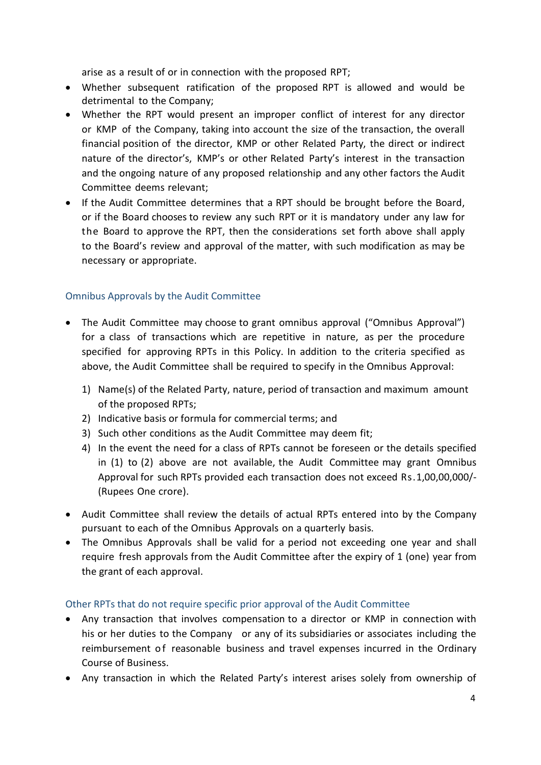arise as a result of or in connection with the proposed RPT;

- Whether subsequent ratification of the proposed RPT is allowed and would be detrimental to the Company;
- Whether the RPT would present an improper conflict of interest for any director or KMP of the Company, taking into account the size of the transaction, the overall financial position of the director, KMP or other Related Party, the direct or indirect nature of the director's, KMP's or other Related Party's interest in the transaction and the ongoing nature of any proposed relationship and any other factors the Audit Committee deems relevant;
- If the Audit Committee determines that a RPT should be brought before the Board, or if the Board chooses to review any such RPT or it is mandatory under any law for the Board to approve the RPT, then the considerations set forth above shall apply to the Board's review and approval of the matter, with such modification as may be necessary or appropriate.

### Omnibus Approvals by the Audit Committee

- The Audit Committee may choose to grant omnibus approval ("Omnibus Approval") for a class of transactions which are repetitive in nature, as per the procedure specified for approving RPTs in this Policy. In addition to the criteria specified as above, the Audit Committee shall be required to specify in the Omnibus Approval:
  1) Name(s) of the Related Party, nature, period of transaction and maximum amount of the proposed RPTs;
  2) Indicative basis or formula for commercial terms; and
  3) Such other conditions as the Audit Committee may deem fit;
  4) In the event the need for a class of RPTs cannot be foreseen or the details specified in (1) to (2) above are not available, the Audit Committee may grant Omnibus Approval for such RPTs provided each transaction does not exceed Rs.1,00,00,000/- (Rupees One crore).
- Audit Committee shall review the details of actual RPTs entered into by the Company pursuant to each of the Omnibus Approvals on a quarterly basis.
- The Omnibus Approvals shall be valid for a period not exceeding one year and shall require fresh approvals from the Audit Committee after the expiry of 1 (one) year from the grant of each approval.

### Other RPTs that do not require specific prior approval of the Audit Committee

- Any transaction that involves compensation to a director or KMP in connection with his or her duties to the Company or any of its subsidiaries or associates including the reimbursement of reasonable business and travel expenses incurred in the Ordinary Course of Business.
- Any transaction in which the Related Party's interest arises solely from ownership of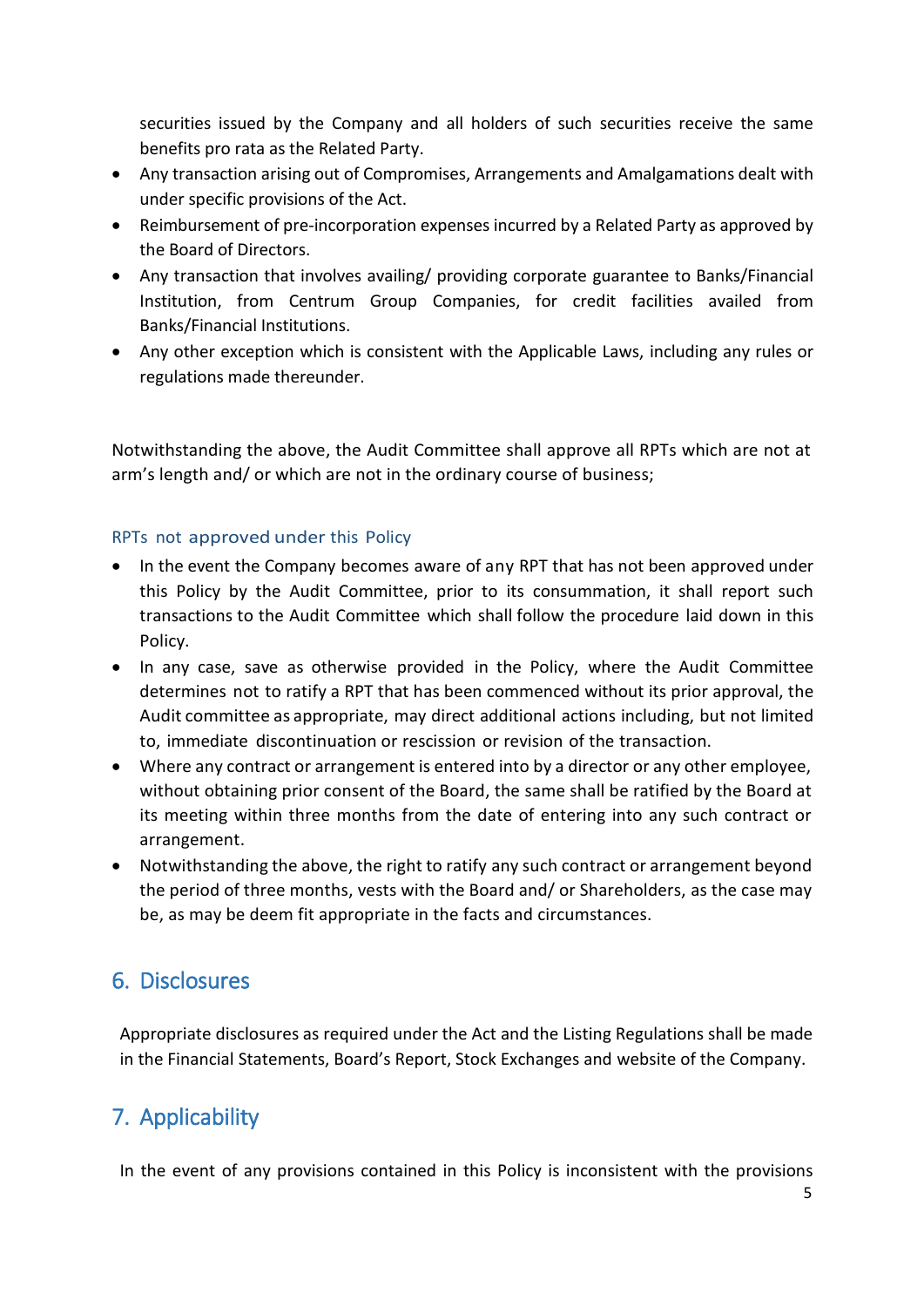securities issued by the Company and all holders of such securities receive the same benefits pro rata as the Related Party.

- Any transaction arising out of Compromises, Arrangements and Amalgamations dealt with under specific provisions of the Act.
- Reimbursement of pre-incorporation expenses incurred by a Related Party as approved by the Board of Directors.
- Any transaction that involves availing/ providing corporate guarantee to Banks/Financial Institution, from Centrum Group Companies, for credit facilities availed from Banks/Financial Institutions.
- Any other exception which is consistent with the Applicable Laws, including any rules or regulations made thereunder.

Notwithstanding the above, the Audit Committee shall approve all RPTs which are not at arm's length and/ or which are not in the ordinary course of business;

### RPTs not approved under this Policy

- In the event the Company becomes aware of any RPT that has not been approved under this Policy by the Audit Committee, prior to its consummation, it shall report such transactions to the Audit Committee which shall follow the procedure laid down in this Policy.
- In any case, save as otherwise provided in the Policy, where the Audit Committee determines not to ratify a RPT that has been commenced without its prior approval, the Audit committee as appropriate, may direct additional actions including, but not limited to, immediate discontinuation or rescission or revision of the transaction.
- Where any contract or arrangement is entered into by a director or any other employee, without obtaining prior consent of the Board, the same shall be ratified by the Board at its meeting within three months from the date of entering into any such contract or arrangement.
- Notwithstanding the above, the right to ratify any such contract or arrangement beyond the period of three months, vests with the Board and/ or Shareholders, as the case may be, as may be deem fit appropriate in the facts and circumstances.

## 6. Disclosures

Appropriate disclosures as required under the Act and the Listing Regulations shall be made in the Financial Statements, Board's Report, Stock Exchanges and website of the Company.

## 7. Applicability

In the event of any provisions contained in this Policy is inconsistent with the provisions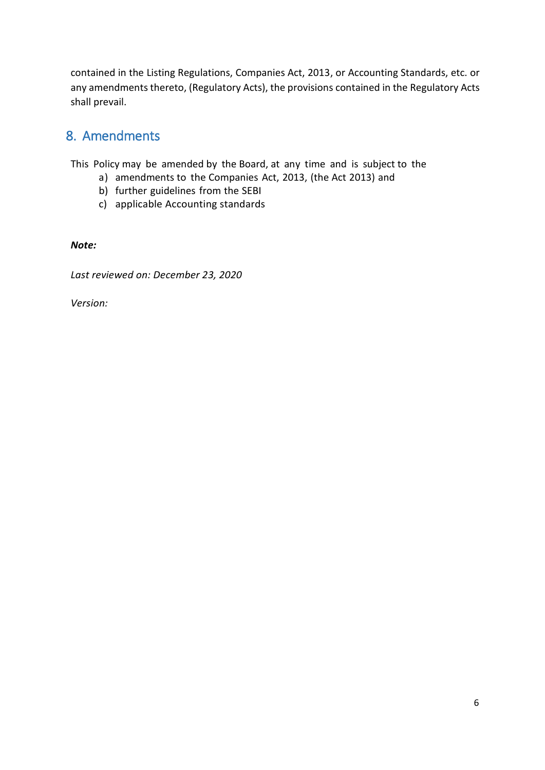contained in the Listing Regulations, Companies Act, 2013, or Accounting Standards, etc. or any amendments thereto, (Regulatory Acts), the provisions contained in the Regulatory Acts shall prevail.

## 8. Amendments

This Policy may be amended by the Board, at any time and is subject to the

a) amendments to the Companies Act, 2013, (the Act 2013) and
b) further guidelines from the SEBI
c) applicable Accounting standards

***Note:***

*Last reviewed on: December 23, 2020*

*Version:*